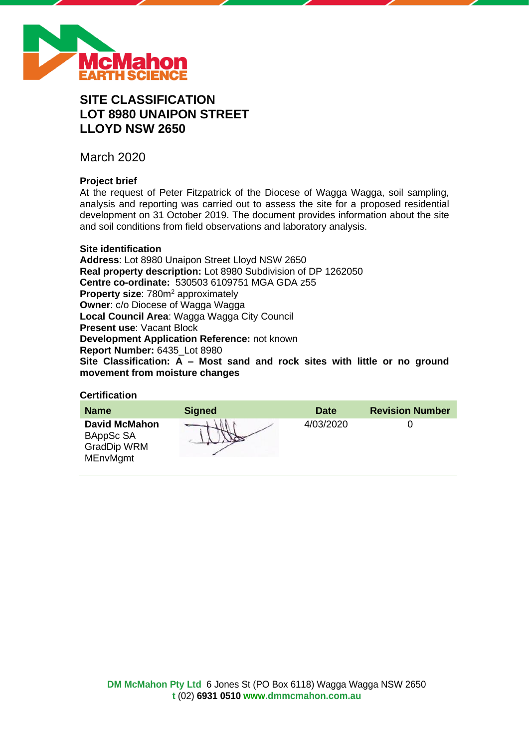# SITE CLASSIFICATION
# LOT 8980 UNAIPON STREET
# LLOYD NSW 2650

March 2020

**Project brief**

At the request of Peter Fitzpatrick of the Diocese of Wagga Wagga, soil sampling, analysis and reporting was carried out to assess the site for a proposed residential development on 31 October 2019. The document provides information about the site and soil conditions from field observations and laboratory analysis.

**Site identification**

**Address**: Lot 8980 Unaipon Street Lloyd NSW 2650
**Real property description:** Lot 8980 Subdivision of DP 1262050
**Centre co-ordinate:** 530503 6109751 MGA GDA z55
**Property size**: 780m$^2$ approximately
**Owner**: c/o Diocese of Wagga Wagga
**Local Council Area**: Wagga Wagga City Council
**Present use**: Vacant Block
**Development Application Reference:** not known
**Report Number:** 6435_Lot 8980
**Site Classification: A – Most sand and rock sites with little or no ground movement from moisture changes**

**Certification**

| Name | Signed | Date | Revision Number |
|---|---|---|---|
| **David McMahon** BAppSc SA GradDip WRM MEnvMgmt | | 4/03/2020 | 0 |

**DM McMahon Pty Ltd** 6 Jones St (PO Box 6118) Wagga Wagga NSW 2650
**t** (02) **6931 0510** **www.dmmcmahon.com.au**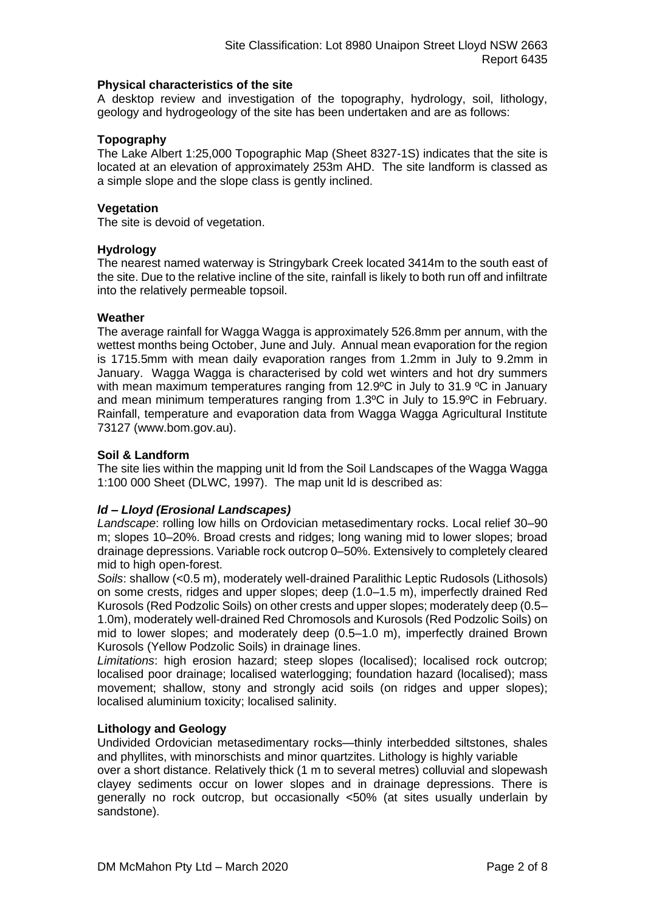**Physical characteristics of the site**

A desktop review and investigation of the topography, hydrology, soil, lithology, geology and hydrogeology of the site has been undertaken and are as follows:

**Topography**

The Lake Albert 1:25,000 Topographic Map (Sheet 8327-1S) indicates that the site is located at an elevation of approximately 253m AHD. The site landform is classed as a simple slope and the slope class is gently inclined.

**Vegetation**

The site is devoid of vegetation.

**Hydrology**

The nearest named waterway is Stringybark Creek located 3414m to the south east of the site. Due to the relative incline of the site, rainfall is likely to both run off and infiltrate into the relatively permeable topsoil.

**Weather**

The average rainfall for Wagga Wagga is approximately 526.8mm per annum, with the wettest months being October, June and July. Annual mean evaporation for the region is 1715.5mm with mean daily evaporation ranges from 1.2mm in July to 9.2mm in January. Wagga Wagga is characterised by cold wet winters and hot dry summers with mean maximum temperatures ranging from 12.9ºC in July to 31.9 ºC in January and mean minimum temperatures ranging from 1.3ºC in July to 15.9ºC in February. Rainfall, temperature and evaporation data from Wagga Wagga Agricultural Institute 73127 (www.bom.gov.au).

**Soil & Landform**

The site lies within the mapping unit ld from the Soil Landscapes of the Wagga Wagga 1:100 000 Sheet (DLWC, 1997). The map unit ld is described as:

***ld – Lloyd (Erosional Landscapes)***

*Landscape*: rolling low hills on Ordovician metasedimentary rocks. Local relief 30–90 m; slopes 10–20%. Broad crests and ridges; long waning mid to lower slopes; broad drainage depressions. Variable rock outcrop 0–50%. Extensively to completely cleared mid to high open-forest.

*Soils*: shallow (<0.5 m), moderately well-drained Paralithic Leptic Rudosols (Lithosols) on some crests, ridges and upper slopes; deep (1.0–1.5 m), imperfectly drained Red Kurosols (Red Podzolic Soils) on other crests and upper slopes; moderately deep (0.5–1.0m), moderately well-drained Red Chromosols and Kurosols (Red Podzolic Soils) on mid to lower slopes; and moderately deep (0.5–1.0 m), imperfectly drained Brown Kurosols (Yellow Podzolic Soils) in drainage lines.

*Limitations*: high erosion hazard; steep slopes (localised); localised rock outcrop; localised poor drainage; localised waterlogging; foundation hazard (localised); mass movement; shallow, stony and strongly acid soils (on ridges and upper slopes); localised aluminium toxicity; localised salinity.

**Lithology and Geology**

Undivided Ordovician metasedimentary rocks—thinly interbedded siltstones, shales and phyllites, with minorschists and minor quartzites. Lithology is highly variable over a short distance. Relatively thick (1 m to several metres) colluvial and slopewash clayey sediments occur on lower slopes and in drainage depressions. There is generally no rock outcrop, but occasionally <50% (at sites usually underlain by sandstone).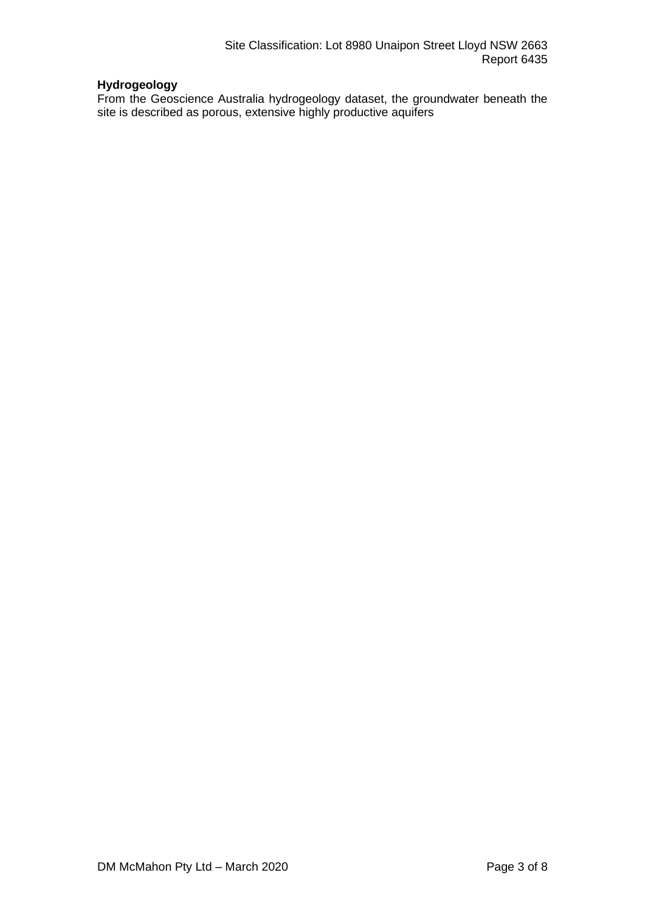**Hydrogeology**

From the Geoscience Australia hydrogeology dataset, the groundwater beneath the site is described as porous, extensive highly productive aquifers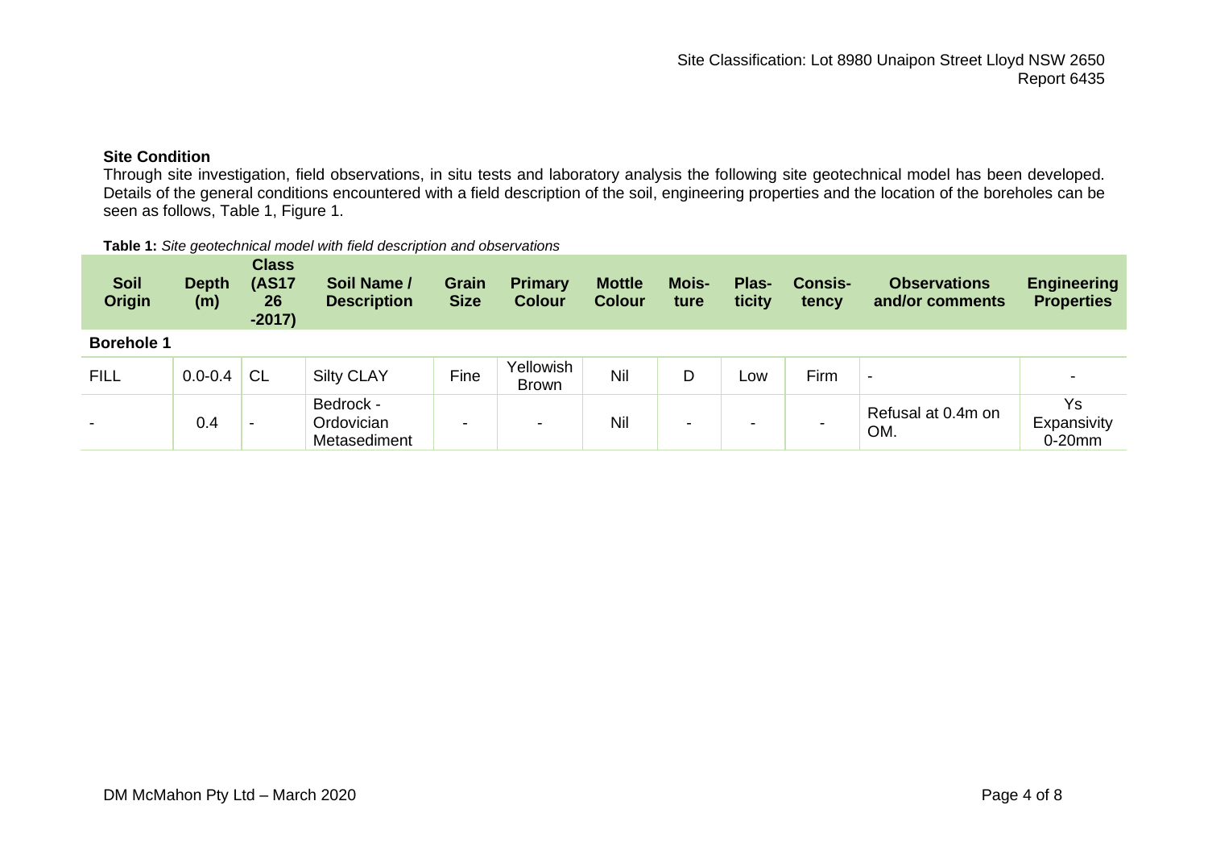## Site Condition

Through site investigation, field observations, in situ tests and laboratory analysis the following site geotechnical model has been developed. Details of the general conditions encountered with a field description of the soil, engineering properties and the location of the boreholes can be seen as follows, Table 1, Figure 1.

**Table 1:** *Site geotechnical model with field description and observations*

| Soil Origin | Depth (m) | Class (AS1726-2017) | Soil Name / Description | Grain Size | Primary Colour | Mottle Colour | Moisture | Plasticity | Consistency | Observations and/or comments | Engineering Properties |
|---|---|---|---|---|---|---|---|---|---|---|---|
| **Borehole 1** | | | | | | | | | | | |
| FILL | 0.0-0.4 | CL | Silty CLAY | Fine | Yellowish Brown | Nil | D | Low | Firm | - | - |
| - | 0.4 | - | Bedrock - Ordovician Metasediment | - | - | Nil | - | - | - | Refusal at 0.4m on OM. | Ys Expansivity 0-20mm |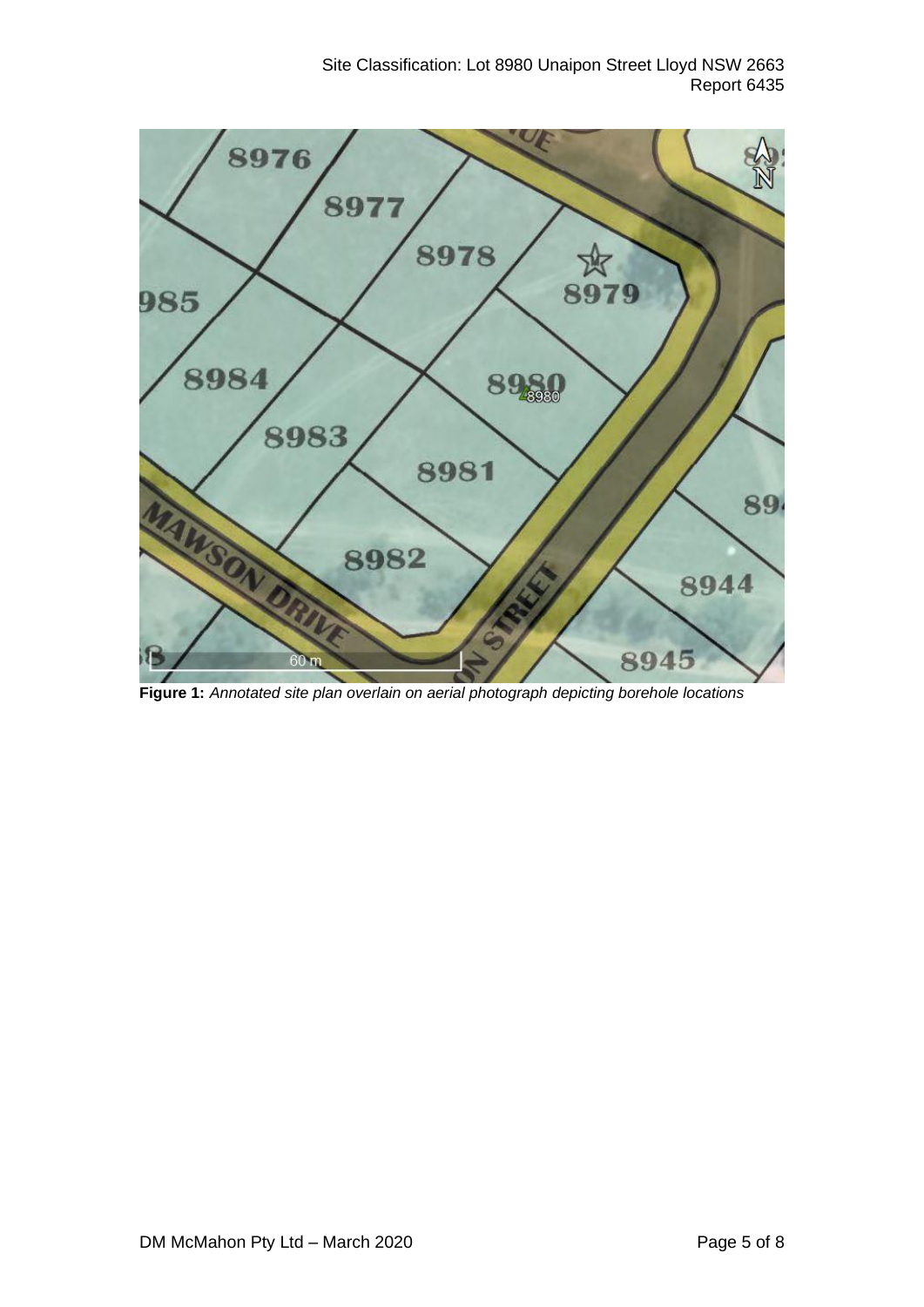8976

8977

8978

8979

985

8984

8980

8983

8981

89

8982

8944

8945

MAWSON DRIVE

ON STREET

60 m

N

**Figure 1:** *Annotated site plan overlain on aerial photograph depicting borehole locations*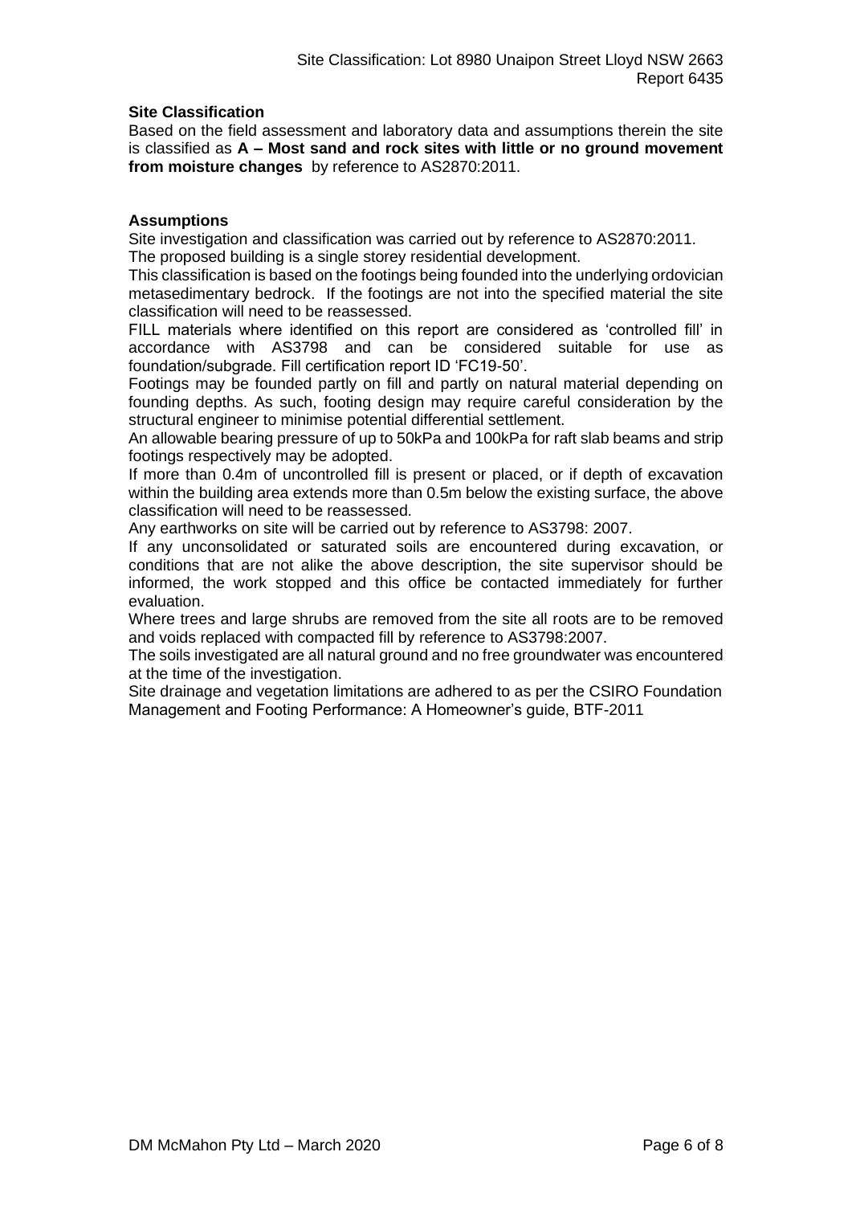**Site Classification**

Based on the field assessment and laboratory data and assumptions therein the site is classified as **A – Most sand and rock sites with little or no ground movement from moisture changes** by reference to AS2870:2011.

**Assumptions**

Site investigation and classification was carried out by reference to AS2870:2011.

The proposed building is a single storey residential development.

This classification is based on the footings being founded into the underlying ordovician metasedimentary bedrock. If the footings are not into the specified material the site classification will need to be reassessed.

FILL materials where identified on this report are considered as 'controlled fill' in accordance with AS3798 and can be considered suitable for use as foundation/subgrade. Fill certification report ID 'FC19-50'.

Footings may be founded partly on fill and partly on natural material depending on founding depths. As such, footing design may require careful consideration by the structural engineer to minimise potential differential settlement.

An allowable bearing pressure of up to 50kPa and 100kPa for raft slab beams and strip footings respectively may be adopted.

If more than 0.4m of uncontrolled fill is present or placed, or if depth of excavation within the building area extends more than 0.5m below the existing surface, the above classification will need to be reassessed.

Any earthworks on site will be carried out by reference to AS3798: 2007.

If any unconsolidated or saturated soils are encountered during excavation, or conditions that are not alike the above description, the site supervisor should be informed, the work stopped and this office be contacted immediately for further evaluation.

Where trees and large shrubs are removed from the site all roots are to be removed and voids replaced with compacted fill by reference to AS3798:2007.

The soils investigated are all natural ground and no free groundwater was encountered at the time of the investigation.

Site drainage and vegetation limitations are adhered to as per the CSIRO Foundation Management and Footing Performance: A Homeowner's guide, BTF-2011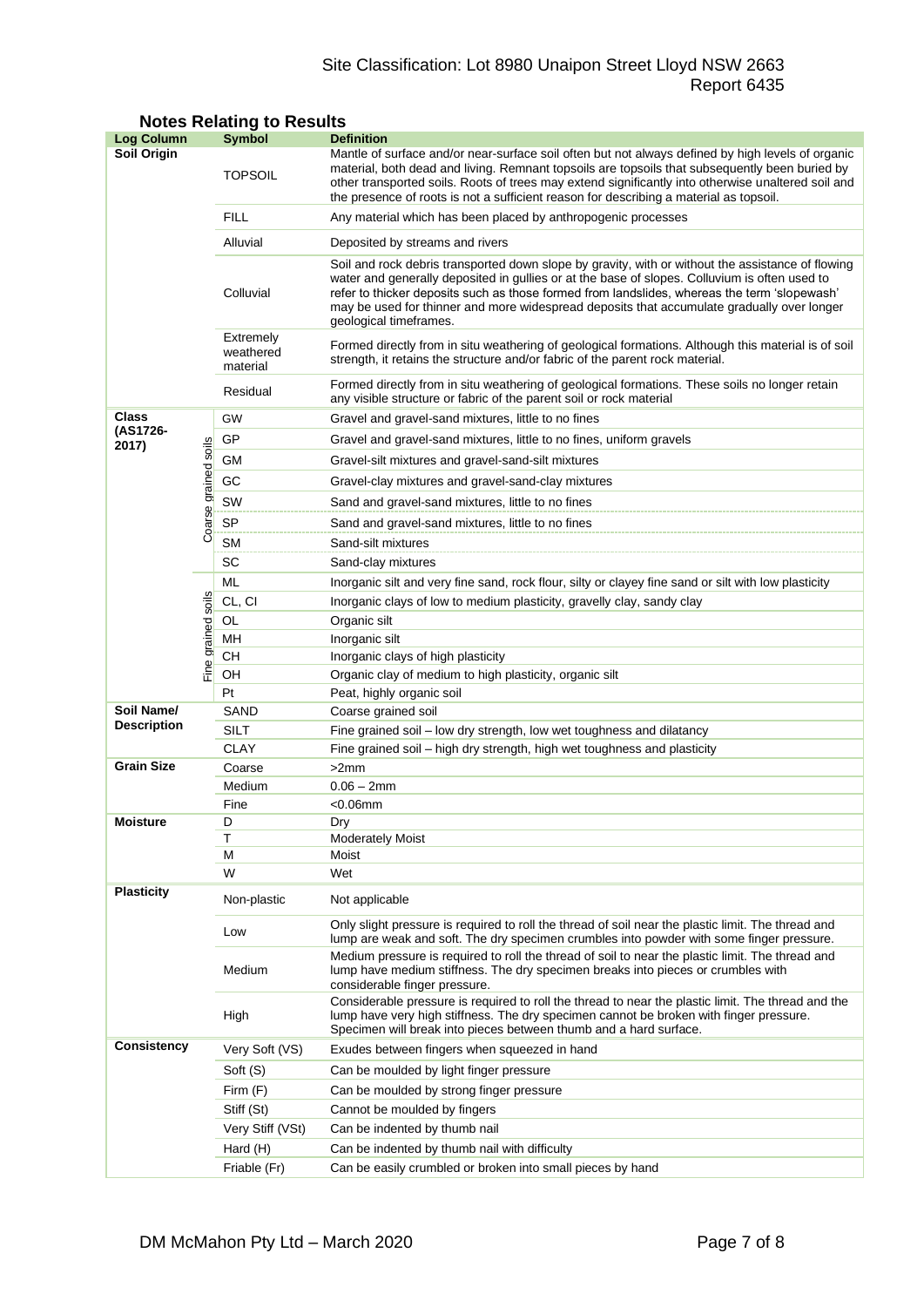## Notes Relating to Results

| Log Column | | Symbol | Definition |
|---|---|---|---|
| **Soil Origin** | | TOPSOIL | Mantle of surface and/or near-surface soil often but not always defined by high levels of organic material, both dead and living. Remnant topsoils are topsoils that subsequently been buried by other transported soils. Roots of trees may extend significantly into otherwise unaltered soil and the presence of roots is not a sufficient reason for describing a material as topsoil. |
| | | FILL | Any material which has been placed by anthropogenic processes |
| | | Alluvial | Deposited by streams and rivers |
| | | Colluvial | Soil and rock debris transported down slope by gravity, with or without the assistance of flowing water and generally deposited in gullies or at the base of slopes. Colluvium is often used to refer to thicker deposits such as those formed from landslides, whereas the term 'slopewash' may be used for thinner and more widespread deposits that accumulate gradually over longer geological timeframes. |
| | | Extremely weathered material | Formed directly from in situ weathering of geological formations. Although this material is of soil strength, it retains the structure and/or fabric of the parent rock material. |
| | | Residual | Formed directly from in situ weathering of geological formations. These soils no longer retain any visible structure or fabric of the parent soil or rock material |
| **Class (AS1726-2017)** | Coarse grained soils | GW | Gravel and gravel-sand mixtures, little to no fines |
| | | GP | Gravel and gravel-sand mixtures, little to no fines, uniform gravels |
| | | GM | Gravel-silt mixtures and gravel-sand-silt mixtures |
| | | GC | Gravel-clay mixtures and gravel-sand-clay mixtures |
| | | SW | Sand and gravel-sand mixtures, little to no fines |
| | | SP | Sand and gravel-sand mixtures, little to no fines |
| | | SM | Sand-silt mixtures |
| | | SC | Sand-clay mixtures |
| | Fine grained soils | ML | Inorganic silt and very fine sand, rock flour, silty or clayey fine sand or silt with low plasticity |
| | | CL, CI | Inorganic clays of low to medium plasticity, gravelly clay, sandy clay |
| | | OL | Organic silt |
| | | MH | Inorganic silt |
| | | CH | Inorganic clays of high plasticity |
| | | OH | Organic clay of medium to high plasticity, organic silt |
| | | Pt | Peat, highly organic soil |
| **Soil Name/ Description** | | SAND | Coarse grained soil |
| | | SILT | Fine grained soil – low dry strength, low wet toughness and dilatancy |
| | | CLAY | Fine grained soil – high dry strength, high wet toughness and plasticity |
| **Grain Size** | | Coarse | >2mm |
| | | Medium | 0.06 – 2mm |
| | | Fine | <0.06mm |
| **Moisture** | | D | Dry |
| | | T | Moderately Moist |
| | | M | Moist |
| | | W | Wet |
| **Plasticity** | | Non-plastic | Not applicable |
| | | Low | Only slight pressure is required to roll the thread of soil near the plastic limit. The thread and lump are weak and soft. The dry specimen crumbles into powder with some finger pressure. |
| | | Medium | Medium pressure is required to roll the thread of soil to near the plastic limit. The thread and lump have medium stiffness. The dry specimen breaks into pieces or crumbles with considerable finger pressure. |
| | | High | Considerable pressure is required to roll the thread to near the plastic limit. The thread and the lump have very high stiffness. The dry specimen cannot be broken with finger pressure. Specimen will break into pieces between thumb and a hard surface. |
| **Consistency** | | Very Soft (VS) | Exudes between fingers when squeezed in hand |
| | | Soft (S) | Can be moulded by light finger pressure |
| | | Firm (F) | Can be moulded by strong finger pressure |
| | | Stiff (St) | Cannot be moulded by fingers |
| | | Very Stiff (VSt) | Can be indented by thumb nail |
| | | Hard (H) | Can be indented by thumb nail with difficulty |
| | | Friable (Fr) | Can be easily crumbled or broken into small pieces by hand |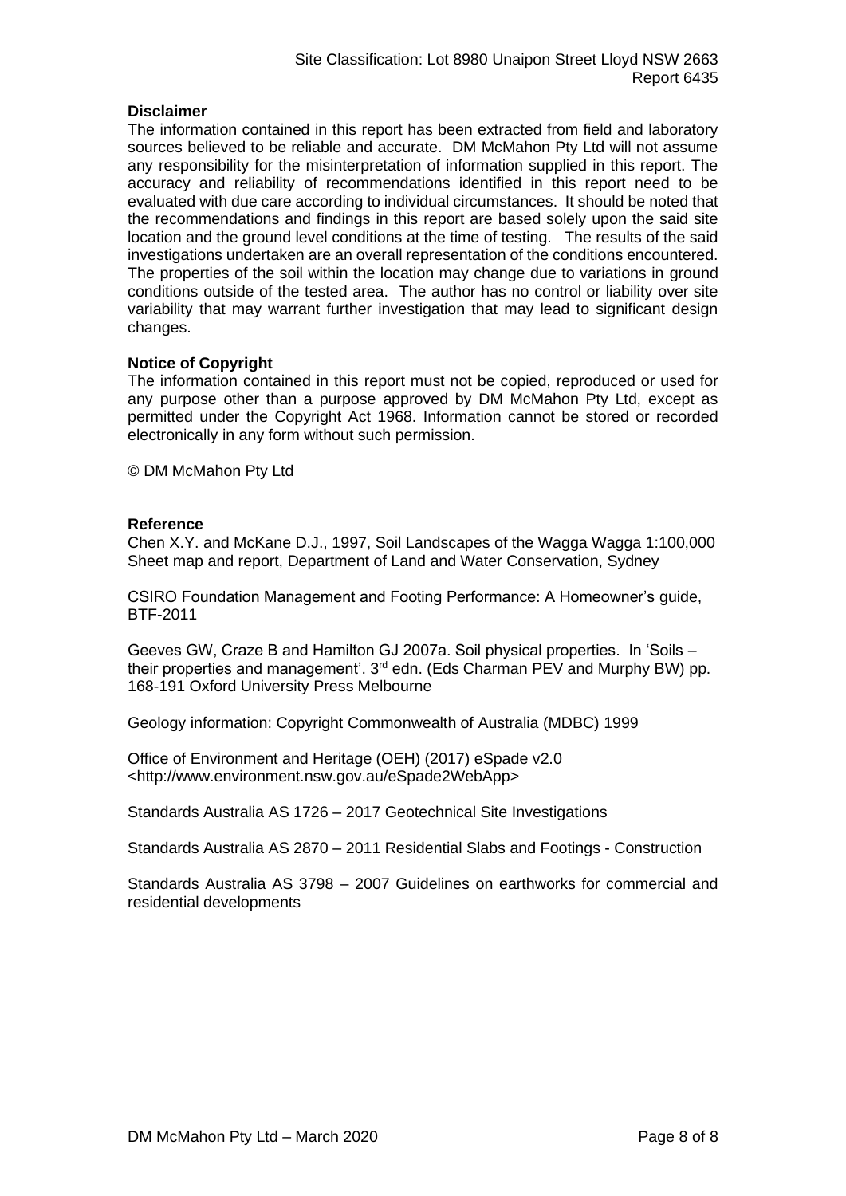**Disclaimer**

The information contained in this report has been extracted from field and laboratory sources believed to be reliable and accurate. DM McMahon Pty Ltd will not assume any responsibility for the misinterpretation of information supplied in this report. The accuracy and reliability of recommendations identified in this report need to be evaluated with due care according to individual circumstances. It should be noted that the recommendations and findings in this report are based solely upon the said site location and the ground level conditions at the time of testing. The results of the said investigations undertaken are an overall representation of the conditions encountered. The properties of the soil within the location may change due to variations in ground conditions outside of the tested area. The author has no control or liability over site variability that may warrant further investigation that may lead to significant design changes.

**Notice of Copyright**

The information contained in this report must not be copied, reproduced or used for any purpose other than a purpose approved by DM McMahon Pty Ltd, except as permitted under the Copyright Act 1968. Information cannot be stored or recorded electronically in any form without such permission.

© DM McMahon Pty Ltd

**Reference**

Chen X.Y. and McKane D.J., 1997, Soil Landscapes of the Wagga Wagga 1:100,000 Sheet map and report, Department of Land and Water Conservation, Sydney

CSIRO Foundation Management and Footing Performance: A Homeowner's guide, BTF-2011

Geeves GW, Craze B and Hamilton GJ 2007a. Soil physical properties. In 'Soils – their properties and management'. 3rd edn. (Eds Charman PEV and Murphy BW) pp. 168-191 Oxford University Press Melbourne

Geology information: Copyright Commonwealth of Australia (MDBC) 1999

Office of Environment and Heritage (OEH) (2017) eSpade v2.0 <http://www.environment.nsw.gov.au/eSpade2WebApp>

Standards Australia AS 1726 – 2017 Geotechnical Site Investigations

Standards Australia AS 2870 – 2011 Residential Slabs and Footings - Construction

Standards Australia AS 3798 – 2007 Guidelines on earthworks for commercial and residential developments